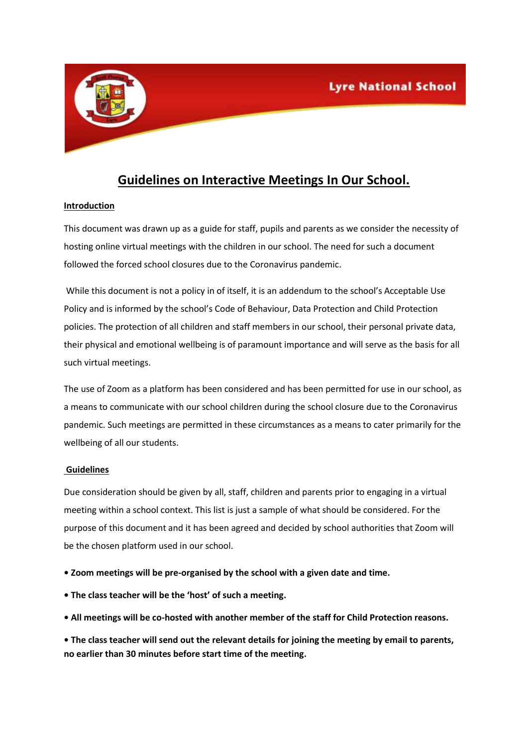Lyre National School

# Guidelines on Interactive Meetings In Our School.

## Introduction

This document was drawn up as a guide for staff, pupils and parents as we consider the necessity of hosting online virtual meetings with the children in our school. The need for such a document followed the forced school closures due to the Coronavirus pandemic.

While this document is not a policy in of itself, it is an addendum to the school's Acceptable Use Policy and is informed by the school's Code of Behaviour, Data Protection and Child Protection policies. The protection of all children and staff members in our school, their personal private data, their physical and emotional wellbeing is of paramount importance and will serve as the basis for all such virtual meetings.

The use of Zoom as a platform has been considered and has been permitted for use in our school, as a means to communicate with our school children during the school closure due to the Coronavirus pandemic. Such meetings are permitted in these circumstances as a means to cater primarily for the wellbeing of all our students.

## Guidelines

Due consideration should be given by all, staff, children and parents prior to engaging in a virtual meeting within a school context. This list is just a sample of what should be considered. For the purpose of this document and it has been agreed and decided by school authorities that Zoom will be the chosen platform used in our school.

- **Zoom meetings will be pre-organised by the school with a given date and time.**
- **The class teacher will be the 'host' of such a meeting.**
- **All meetings will be co-hosted with another member of the staff for Child Protection reasons.**
- **The class teacher will send out the relevant details for joining the meeting by email to parents, no earlier than 30 minutes before start time of the meeting.**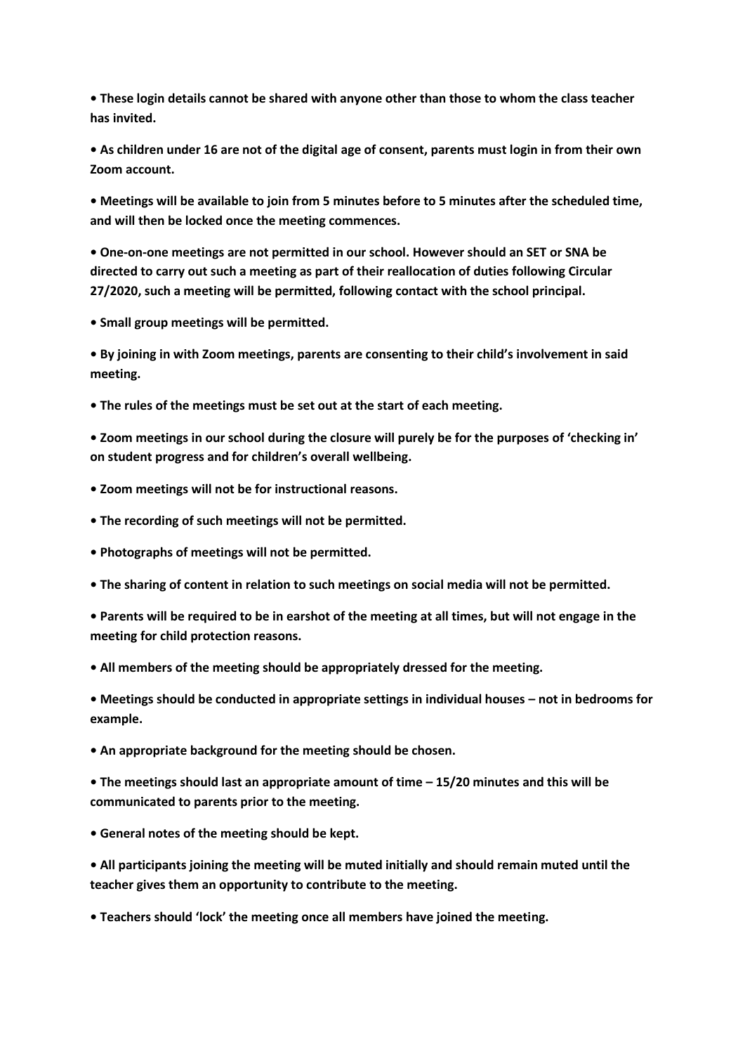- **These login details cannot be shared with anyone other than those to whom the class teacher has invited.**

- **As children under 16 are not of the digital age of consent, parents must login in from their own Zoom account.**

- **Meetings will be available to join from 5 minutes before to 5 minutes after the scheduled time, and will then be locked once the meeting commences.**

- **One-on-one meetings are not permitted in our school. However should an SET or SNA be directed to carry out such a meeting as part of their reallocation of duties following Circular 27/2020, such a meeting will be permitted, following contact with the school principal.**

- **Small group meetings will be permitted.**

- **By joining in with Zoom meetings, parents are consenting to their child's involvement in said meeting.**

- **The rules of the meetings must be set out at the start of each meeting.**

- **Zoom meetings in our school during the closure will purely be for the purposes of 'checking in' on student progress and for children's overall wellbeing.**

- **Zoom meetings will not be for instructional reasons.**

- **The recording of such meetings will not be permitted.**

- **Photographs of meetings will not be permitted.**

- **The sharing of content in relation to such meetings on social media will not be permitted.**

- **Parents will be required to be in earshot of the meeting at all times, but will not engage in the meeting for child protection reasons.**

- **All members of the meeting should be appropriately dressed for the meeting.**

- **Meetings should be conducted in appropriate settings in individual houses – not in bedrooms for example.**

- **An appropriate background for the meeting should be chosen.**

- **The meetings should last an appropriate amount of time – 15/20 minutes and this will be communicated to parents prior to the meeting.**

- **General notes of the meeting should be kept.**

- **All participants joining the meeting will be muted initially and should remain muted until the teacher gives them an opportunity to contribute to the meeting.**

- **Teachers should 'lock' the meeting once all members have joined the meeting.**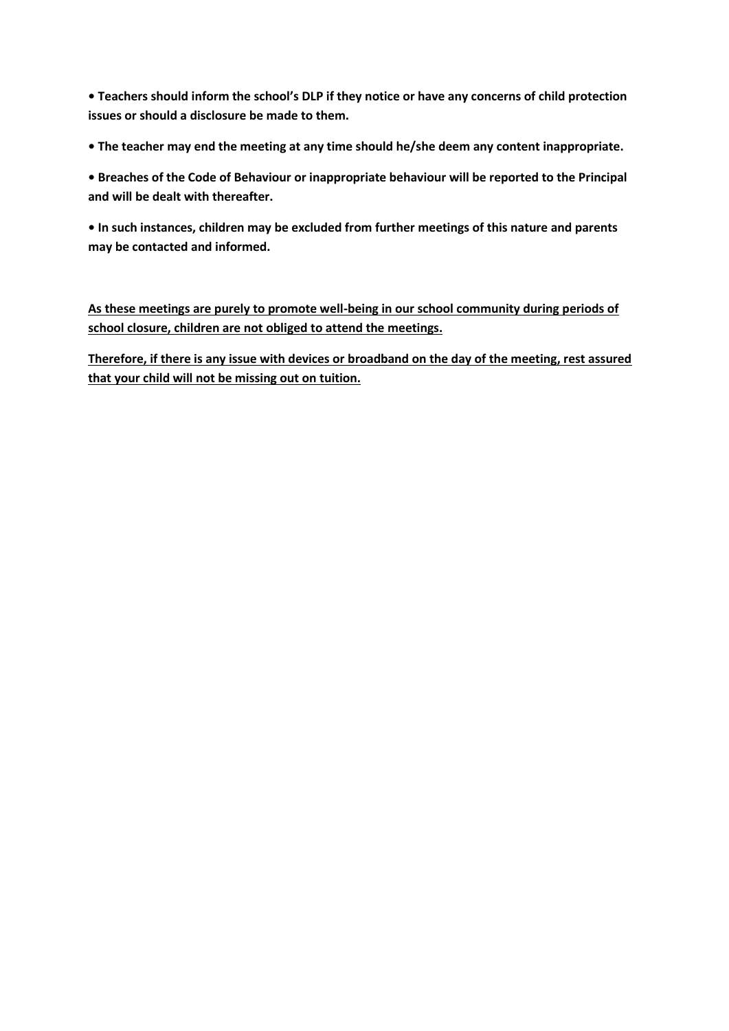**• Teachers should inform the school's DLP if they notice or have any concerns of child protection issues or should a disclosure be made to them.**

**• The teacher may end the meeting at any time should he/she deem any content inappropriate.**

**• Breaches of the Code of Behaviour or inappropriate behaviour will be reported to the Principal and will be dealt with thereafter.**

**• In such instances, children may be excluded from further meetings of this nature and parents may be contacted and informed.**

<u>**As these meetings are purely to promote well-being in our school community during periods of school closure, children are not obliged to attend the meetings.**</u>

<u>**Therefore, if there is any issue with devices or broadband on the day of the meeting, rest assured that your child will not be missing out on tuition.**</u>